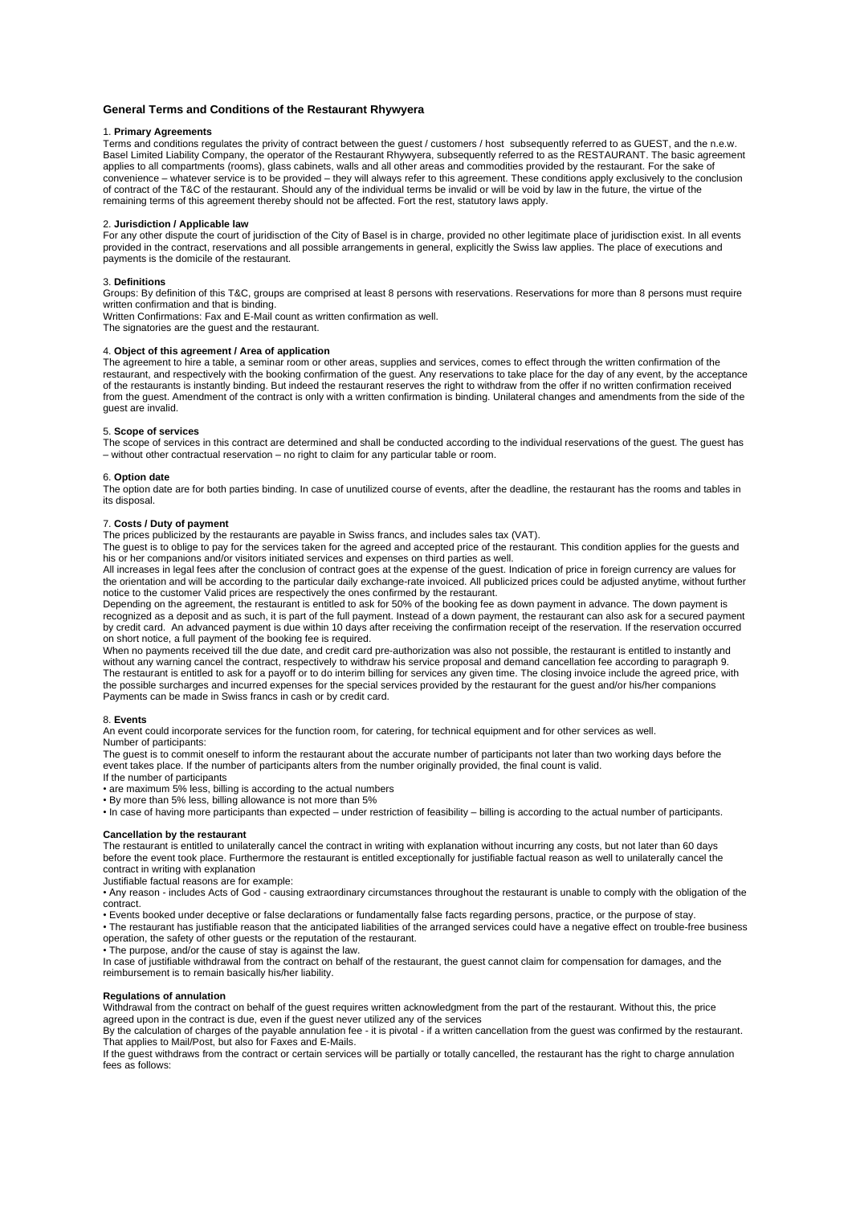# General Terms and Conditions of the Restaurant Rhywyera

1. **Primary Agreements**

Terms and conditions regulates the privity of contract between the guest / customers / host subsequently referred to as GUEST, and the n.e.w. Basel Limited Liability Company, the operator of the Restaurant Rhywyera, subsequently referred to as the RESTAURANT. The basic agreement applies to all compartments (rooms), glass cabinets, walls and all other areas and commodities provided by the restaurant. For the sake of convenience – whatever service is to be provided – they will always refer to this agreement. These conditions apply exclusively to the conclusion of contract of the T&C of the restaurant. Should any of the individual terms be invalid or will be void by law in the future, the virtue of the remaining terms of this agreement thereby should not be affected. Fort the rest, statutory laws apply.

2. **Jurisdiction / Applicable law**

For any other dispute the court of juridisction of the City of Basel is in charge, provided no other legitimate place of juridisction exist. In all events provided in the contract, reservations and all possible arrangements in general, explicitly the Swiss law applies. The place of executions and payments is the domicile of the restaurant.

3. **Definitions**

Groups: By definition of this T&C, groups are comprised at least 8 persons with reservations. Reservations for more than 8 persons must require written confirmation and that is binding.
Written Confirmations: Fax and E-Mail count as written confirmation as well.
The signatories are the guest and the restaurant.

4. **Object of this agreement / Area of application**

The agreement to hire a table, a seminar room or other areas, supplies and services, comes to effect through the written confirmation of the restaurant, and respectively with the booking confirmation of the guest. Any reservations to take place for the day of any event, by the acceptance of the restaurants is instantly binding. But indeed the restaurant reserves the right to withdraw from the offer if no written confirmation received from the guest. Amendment of the contract is only with a written confirmation is binding. Unilateral changes and amendments from the side of the guest are invalid.

5. **Scope of services**

The scope of services in this contract are determined and shall be conducted according to the individual reservations of the guest. The guest has – without other contractual reservation – no right to claim for any particular table or room.

6. **Option date**

The option date are for both parties binding. In case of unutilized course of events, after the deadline, the restaurant has the rooms and tables in its disposal.

7. **Costs / Duty of payment**

The prices publicized by the restaurants are payable in Swiss francs, and includes sales tax (VAT).
The guest is to oblige to pay for the services taken for the agreed and accepted price of the restaurant. This condition applies for the guests and his or her companions and/or visitors initiated services and expenses on third parties as well.
All increases in legal fees after the conclusion of contract goes at the expense of the guest. Indication of price in foreign currency are values for the orientation and will be according to the particular daily exchange-rate invoiced. All publicized prices could be adjusted anytime, without further notice to the customer Valid prices are respectively the ones confirmed by the restaurant.
Depending on the agreement, the restaurant is entitled to ask for 50% of the booking fee as down payment in advance. The down payment is recognized as a deposit and as such, it is part of the full payment. Instead of a down payment, the restaurant can also ask for a secured payment by credit card. An advanced payment is due within 10 days after receiving the confirmation receipt of the reservation. If the reservation occurred on short notice, a full payment of the booking fee is required.
When no payments received till the due date, and credit card pre-authorization was also not possible, the restaurant is entitled to instantly and without any warning cancel the contract, respectively to withdraw his service proposal and demand cancellation fee according to paragraph 9.
The restaurant is entitled to ask for a payoff or to do interim billing for services any given time. The closing invoice include the agreed price, with the possible surcharges and incurred expenses for the special services provided by the restaurant for the guest and/or his/her companions
Payments can be made in Swiss francs in cash or by credit card.

8. **Events**

An event could incorporate services for the function room, for catering, for technical equipment and for other services as well.
Number of participants:
The guest is to commit oneself to inform the restaurant about the accurate number of participants not later than two working days before the event takes place. If the number of participants alters from the number originally provided, the final count is valid.
If the number of participants

- are maximum 5% less, billing is according to the actual numbers
- By more than 5% less, billing allowance is not more than 5%
- In case of having more participants than expected – under restriction of feasibility – billing is according to the actual number of participants.

**Cancellation by the restaurant**

The restaurant is entitled to unilaterally cancel the contract in writing with explanation without incurring any costs, but not later than 60 days before the event took place. Furthermore the restaurant is entitled exceptionally for justifiable factual reason as well to unilaterally cancel the contract in writing with explanation
Justifiable factual reasons are for example:

- Any reason - includes Acts of God - causing extraordinary circumstances throughout the restaurant is unable to comply with the obligation of the contract.
- Events booked under deceptive or false declarations or fundamentally false facts regarding persons, practice, or the purpose of stay.
- The restaurant has justifiable reason that the anticipated liabilities of the arranged services could have a negative effect on trouble-free business operation, the safety of other guests or the reputation of the restaurant.
- The purpose, and/or the cause of stay is against the law.

In case of justifiable withdrawal from the contract on behalf of the restaurant, the guest cannot claim for compensation for damages, and the reimbursement is to remain basically his/her liability.

**Regulations of annulation**

Withdrawal from the contract on behalf of the guest requires written acknowledgment from the part of the restaurant. Without this, the price agreed upon in the contract is due, even if the guest never utilized any of the services
By the calculation of charges of the payable annulation fee - it is pivotal - if a written cancellation from the guest was confirmed by the restaurant. That applies to Mail/Post, but also for Faxes and E-Mails.
If the guest withdraws from the contract or certain services will be partially or totally cancelled, the restaurant has the right to charge annulation fees as follows: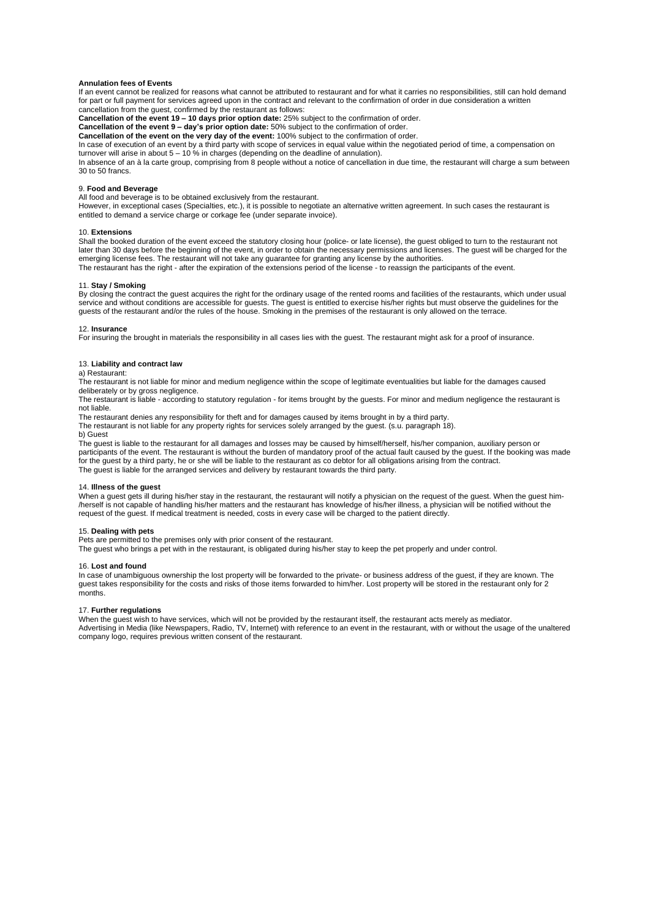**Annulation fees of Events**

If an event cannot be realized for reasons what cannot be attributed to restaurant and for what it carries no responsibilities, still can hold demand for part or full payment for services agreed upon in the contract and relevant to the confirmation of order in due consideration a written cancellation from the guest, confirmed by the restaurant as follows:

**Cancellation of the event 19 – 10 days prior option date:** 25% subject to the confirmation of order.

**Cancellation of the event 9 – day's prior option date:** 50% subject to the confirmation of order.

**Cancellation of the event on the very day of the event:** 100% subject to the confirmation of order.

In case of execution of an event by a third party with scope of services in equal value within the negotiated period of time, a compensation on turnover will arise in about 5 – 10 % in charges (depending on the deadline of annulation).

In absence of an à la carte group, comprising from 8 people without a notice of cancellation in due time, the restaurant will charge a sum between 30 to 50 francs.

9. **Food and Beverage**

All food and beverage is to be obtained exclusively from the restaurant.

However, in exceptional cases (Specialties, etc.), it is possible to negotiate an alternative written agreement. In such cases the restaurant is entitled to demand a service charge or corkage fee (under separate invoice).

10. **Extensions**

Shall the booked duration of the event exceed the statutory closing hour (police- or late license), the guest obliged to turn to the restaurant not later than 30 days before the beginning of the event, in order to obtain the necessary permissions and licenses. The guest will be charged for the emerging license fees. The restaurant will not take any guarantee for granting any license by the authorities.

The restaurant has the right - after the expiration of the extensions period of the license - to reassign the participants of the event.

11. **Stay / Smoking**

By closing the contract the guest acquires the right for the ordinary usage of the rented rooms and facilities of the restaurants, which under usual service and without conditions are accessible for guests. The guest is entitled to exercise his/her rights but must observe the guidelines for the guests of the restaurant and/or the rules of the house. Smoking in the premises of the restaurant is only allowed on the terrace.

12. **Insurance**

For insuring the brought in materials the responsibility in all cases lies with the guest. The restaurant might ask for a proof of insurance.

13. **Liability and contract law**

a) Restaurant:

The restaurant is not liable for minor and medium negligence within the scope of legitimate eventualities but liable for the damages caused deliberately or by gross negligence.

The restaurant is liable - according to statutory regulation - for items brought by the guests. For minor and medium negligence the restaurant is not liable.

The restaurant denies any responsibility for theft and for damages caused by items brought in by a third party.

The restaurant is not liable for any property rights for services solely arranged by the guest. (s.u. paragraph 18).

b) Guest

The guest is liable to the restaurant for all damages and losses may be caused by himself/herself, his/her companion, auxiliary person or participants of the event. The restaurant is without the burden of mandatory proof of the actual fault caused by the guest. If the booking was made for the guest by a third party, he or she will be liable to the restaurant as co debtor for all obligations arising from the contract.

The guest is liable for the arranged services and delivery by restaurant towards the third party.

14. **Illness of the guest**

When a guest gets ill during his/her stay in the restaurant, the restaurant will notify a physician on the request of the guest. When the guest him-/herself is not capable of handling his/her matters and the restaurant has knowledge of his/her illness, a physician will be notified without the request of the guest. If medical treatment is needed, costs in every case will be charged to the patient directly.

15. **Dealing with pets**

Pets are permitted to the premises only with prior consent of the restaurant.

The guest who brings a pet with in the restaurant, is obligated during his/her stay to keep the pet properly and under control.

16. **Lost and found**

In case of unambiguous ownership the lost property will be forwarded to the private- or business address of the guest, if they are known. The guest takes responsibility for the costs and risks of those items forwarded to him/her. Lost property will be stored in the restaurant only for 2 months.

17. **Further regulations**

When the guest wish to have services, which will not be provided by the restaurant itself, the restaurant acts merely as mediator.

Advertising in Media (like Newspapers, Radio, TV, Internet) with reference to an event in the restaurant, with or without the usage of the unaltered company logo, requires previous written consent of the restaurant.